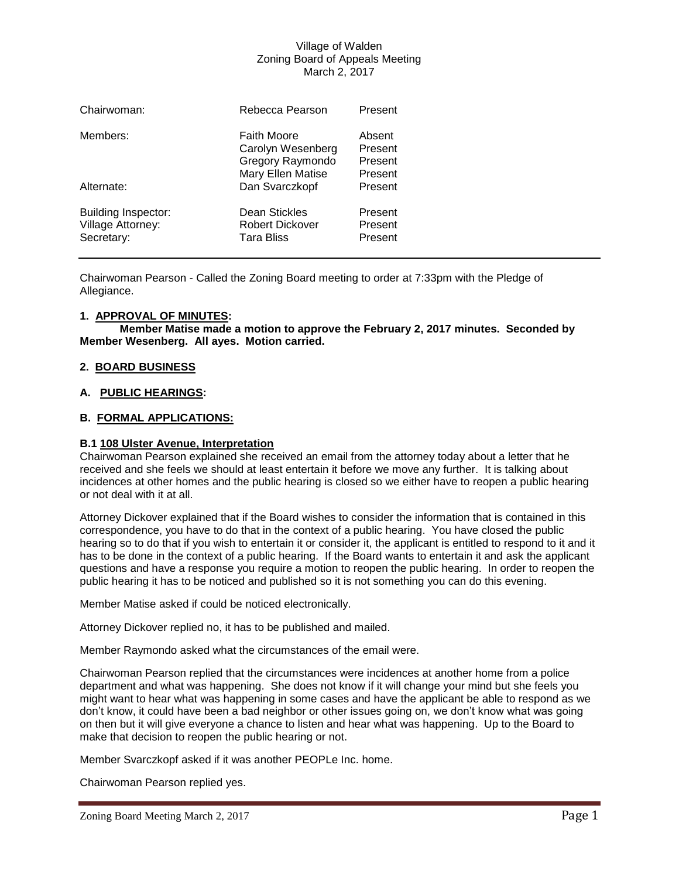Village of Walden
Zoning Board of Appeals Meeting
March 2, 2017

| | | |
|---|---|---|
| Chairwoman: | Rebecca Pearson | Present |
| Members: | Faith Moore | Absent |
| | Carolyn Wesenberg | Present |
| | Gregory Raymondo | Present |
| | Mary Ellen Matise | Present |
| Alternate: | Dan Svarczkopf | Present |
| Building Inspector: | Dean Stickles | Present |
| Village Attorney: | Robert Dickover | Present |
| Secretary: | Tara Bliss | Present |

Chairwoman Pearson - Called the Zoning Board meeting to order at 7:33pm with the Pledge of Allegiance.

**1. APPROVAL OF MINUTES:**

**Member Matise made a motion to approve the February 2, 2017 minutes. Seconded by Member Wesenberg. All ayes. Motion carried.**

**2. BOARD BUSINESS**

**A. PUBLIC HEARINGS:**

**B. FORMAL APPLICATIONS:**

**B.1 108 Ulster Avenue, Interpretation**

Chairwoman Pearson explained she received an email from the attorney today about a letter that he received and she feels we should at least entertain it before we move any further. It is talking about incidences at other homes and the public hearing is closed so we either have to reopen a public hearing or not deal with it at all.

Attorney Dickover explained that if the Board wishes to consider the information that is contained in this correspondence, you have to do that in the context of a public hearing. You have closed the public hearing so to do that if you wish to entertain it or consider it, the applicant is entitled to respond to it and it has to be done in the context of a public hearing. If the Board wants to entertain it and ask the applicant questions and have a response you require a motion to reopen the public hearing. In order to reopen the public hearing it has to be noticed and published so it is not something you can do this evening.

Member Matise asked if could be noticed electronically.

Attorney Dickover replied no, it has to be published and mailed.

Member Raymondo asked what the circumstances of the email were.

Chairwoman Pearson replied that the circumstances were incidences at another home from a police department and what was happening. She does not know if it will change your mind but she feels you might want to hear what was happening in some cases and have the applicant be able to respond as we don't know, it could have been a bad neighbor or other issues going on, we don't know what was going on then but it will give everyone a chance to listen and hear what was happening. Up to the Board to make that decision to reopen the public hearing or not.

Member Svarczkopf asked if it was another PEOPLe Inc. home.

Chairwoman Pearson replied yes.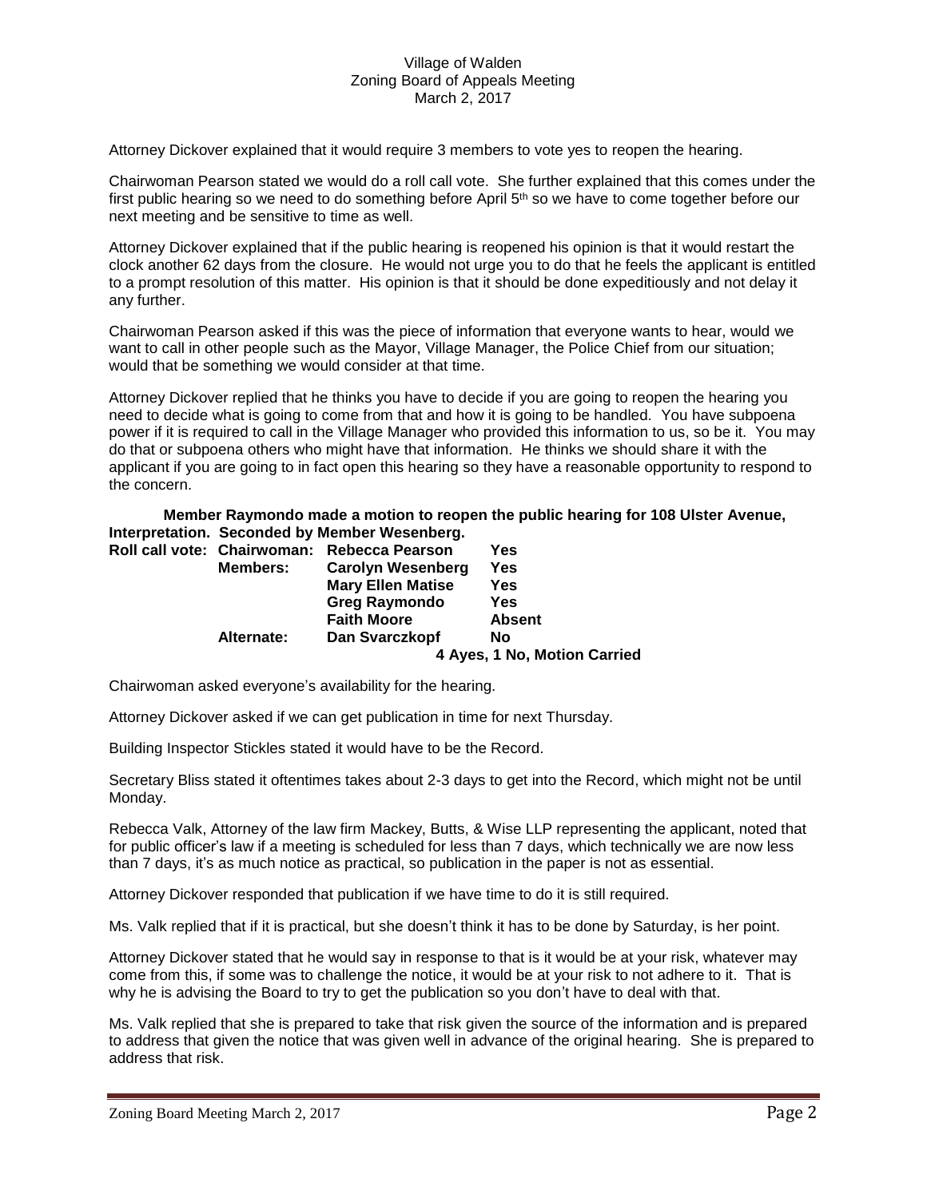Village of Walden
Zoning Board of Appeals Meeting
March 2, 2017

Attorney Dickover explained that it would require 3 members to vote yes to reopen the hearing.

Chairwoman Pearson stated we would do a roll call vote. She further explained that this comes under the first public hearing so we need to do something before April 5th so we have to come together before our next meeting and be sensitive to time as well.

Attorney Dickover explained that if the public hearing is reopened his opinion is that it would restart the clock another 62 days from the closure. He would not urge you to do that he feels the applicant is entitled to a prompt resolution of this matter. His opinion is that it should be done expeditiously and not delay it any further.

Chairwoman Pearson asked if this was the piece of information that everyone wants to hear, would we want to call in other people such as the Mayor, Village Manager, the Police Chief from our situation; would that be something we would consider at that time.

Attorney Dickover replied that he thinks you have to decide if you are going to reopen the hearing you need to decide what is going to come from that and how it is going to be handled. You have subpoena power if it is required to call in the Village Manager who provided this information to us, so be it. You may do that or subpoena others who might have that information. He thinks we should share it with the applicant if you are going to in fact open this hearing so they have a reasonable opportunity to respond to the concern.

**Member Raymondo made a motion to reopen the public hearing for 108 Ulster Avenue, Interpretation. Seconded by Member Wesenberg.**

| | | | |
|---|---|---|---|
| **Roll call vote:** | **Chairwoman:** | **Rebecca Pearson** | **Yes** |
| | **Members:** | **Carolyn Wesenberg** | **Yes** |
| | | **Mary Ellen Matise** | **Yes** |
| | | **Greg Raymondo** | **Yes** |
| | | **Faith Moore** | **Absent** |
| | **Alternate:** | **Dan Svarczkopf** | **No** |
| | | | **4 Ayes, 1 No, Motion Carried** |

Chairwoman asked everyone's availability for the hearing.

Attorney Dickover asked if we can get publication in time for next Thursday.

Building Inspector Stickles stated it would have to be the Record.

Secretary Bliss stated it oftentimes takes about 2-3 days to get into the Record, which might not be until Monday.

Rebecca Valk, Attorney of the law firm Mackey, Butts, & Wise LLP representing the applicant, noted that for public officer's law if a meeting is scheduled for less than 7 days, which technically we are now less than 7 days, it's as much notice as practical, so publication in the paper is not as essential.

Attorney Dickover responded that publication if we have time to do it is still required.

Ms. Valk replied that if it is practical, but she doesn't think it has to be done by Saturday, is her point.

Attorney Dickover stated that he would say in response to that is it would be at your risk, whatever may come from this, if some was to challenge the notice, it would be at your risk to not adhere to it. That is why he is advising the Board to try to get the publication so you don't have to deal with that.

Ms. Valk replied that she is prepared to take that risk given the source of the information and is prepared to address that given the notice that was given well in advance of the original hearing. She is prepared to address that risk.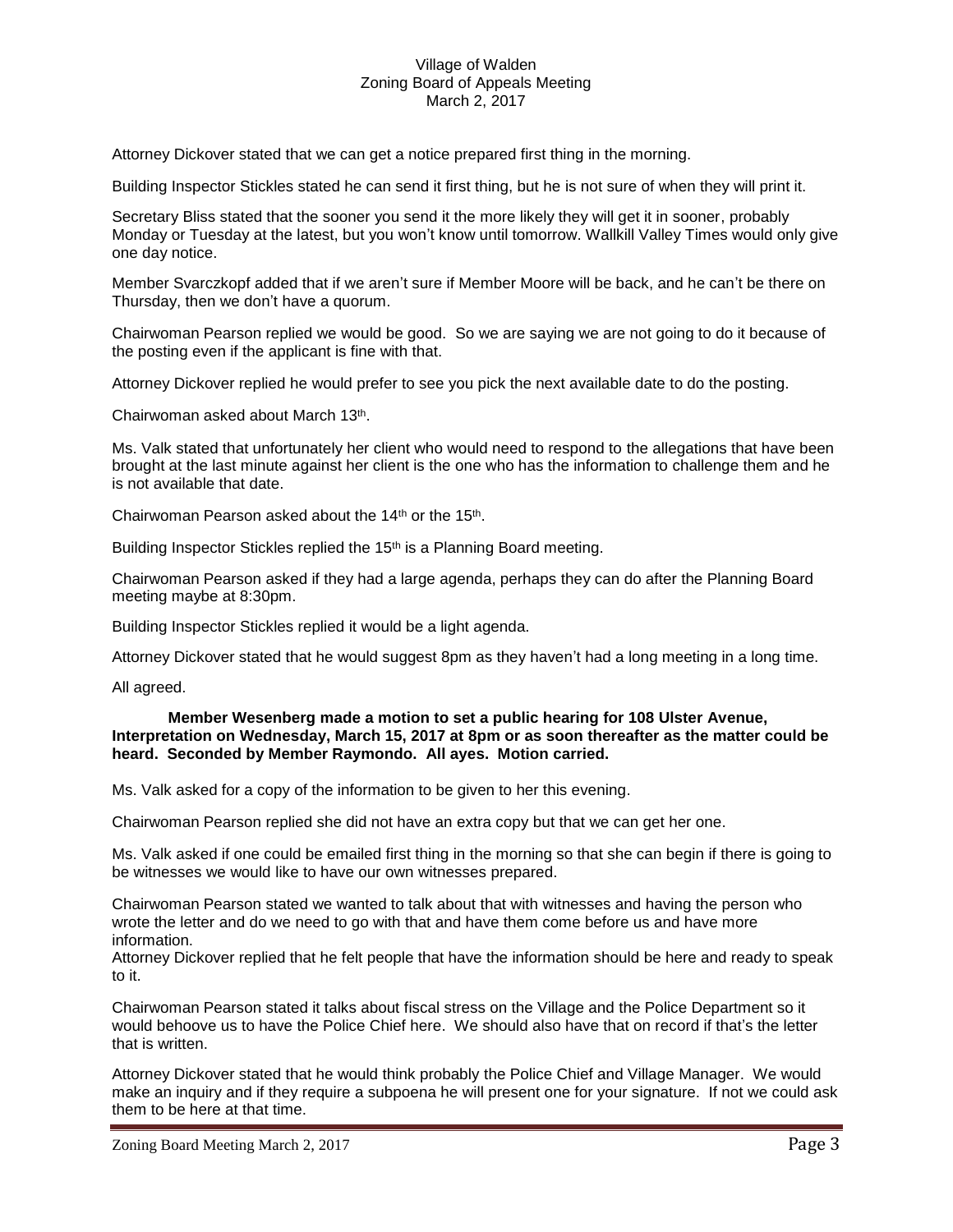Attorney Dickover stated that we can get a notice prepared first thing in the morning.

Building Inspector Stickles stated he can send it first thing, but he is not sure of when they will print it.

Secretary Bliss stated that the sooner you send it the more likely they will get it in sooner, probably Monday or Tuesday at the latest, but you won't know until tomorrow. Wallkill Valley Times would only give one day notice.

Member Svarczkopf added that if we aren't sure if Member Moore will be back, and he can't be there on Thursday, then we don't have a quorum.

Chairwoman Pearson replied we would be good. So we are saying we are not going to do it because of the posting even if the applicant is fine with that.

Attorney Dickover replied he would prefer to see you pick the next available date to do the posting.

Chairwoman asked about March 13th.

Ms. Valk stated that unfortunately her client who would need to respond to the allegations that have been brought at the last minute against her client is the one who has the information to challenge them and he is not available that date.

Chairwoman Pearson asked about the 14th or the 15th.

Building Inspector Stickles replied the 15th is a Planning Board meeting.

Chairwoman Pearson asked if they had a large agenda, perhaps they can do after the Planning Board meeting maybe at 8:30pm.

Building Inspector Stickles replied it would be a light agenda.

Attorney Dickover stated that he would suggest 8pm as they haven't had a long meeting in a long time.

All agreed.

**Member Wesenberg made a motion to set a public hearing for 108 Ulster Avenue, Interpretation on Wednesday, March 15, 2017 at 8pm or as soon thereafter as the matter could be heard. Seconded by Member Raymondo. All ayes. Motion carried.**

Ms. Valk asked for a copy of the information to be given to her this evening.

Chairwoman Pearson replied she did not have an extra copy but that we can get her one.

Ms. Valk asked if one could be emailed first thing in the morning so that she can begin if there is going to be witnesses we would like to have our own witnesses prepared.

Chairwoman Pearson stated we wanted to talk about that with witnesses and having the person who wrote the letter and do we need to go with that and have them come before us and have more information.

Attorney Dickover replied that he felt people that have the information should be here and ready to speak to it.

Chairwoman Pearson stated it talks about fiscal stress on the Village and the Police Department so it would behoove us to have the Police Chief here. We should also have that on record if that's the letter that is written.

Attorney Dickover stated that he would think probably the Police Chief and Village Manager. We would make an inquiry and if they require a subpoena he will present one for your signature. If not we could ask them to be here at that time.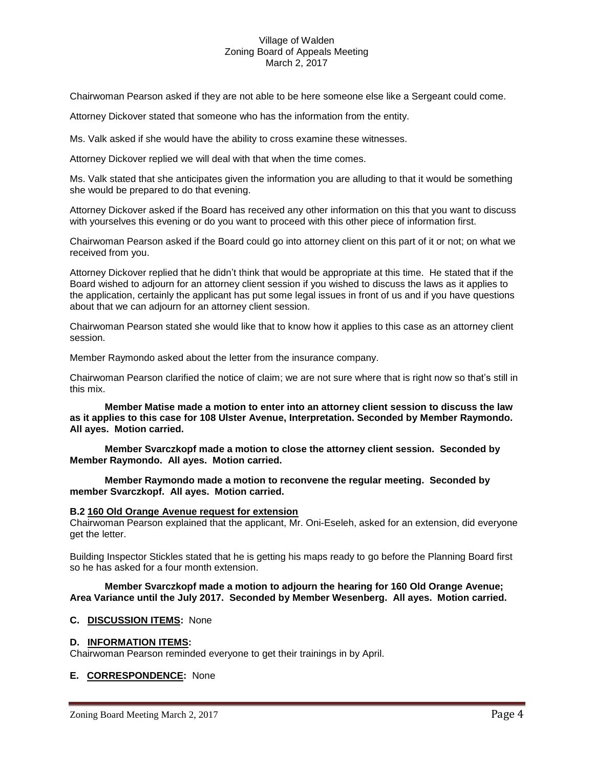Chairwoman Pearson asked if they are not able to be here someone else like a Sergeant could come.

Attorney Dickover stated that someone who has the information from the entity.

Ms. Valk asked if she would have the ability to cross examine these witnesses.

Attorney Dickover replied we will deal with that when the time comes.

Ms. Valk stated that she anticipates given the information you are alluding to that it would be something she would be prepared to do that evening.

Attorney Dickover asked if the Board has received any other information on this that you want to discuss with yourselves this evening or do you want to proceed with this other piece of information first.

Chairwoman Pearson asked if the Board could go into attorney client on this part of it or not; on what we received from you.

Attorney Dickover replied that he didn't think that would be appropriate at this time. He stated that if the Board wished to adjourn for an attorney client session if you wished to discuss the laws as it applies to the application, certainly the applicant has put some legal issues in front of us and if you have questions about that we can adjourn for an attorney client session.

Chairwoman Pearson stated she would like that to know how it applies to this case as an attorney client session.

Member Raymondo asked about the letter from the insurance company.

Chairwoman Pearson clarified the notice of claim; we are not sure where that is right now so that's still in this mix.

**Member Matise made a motion to enter into an attorney client session to discuss the law as it applies to this case for 108 Ulster Avenue, Interpretation. Seconded by Member Raymondo. All ayes. Motion carried.**

**Member Svarczkopf made a motion to close the attorney client session. Seconded by Member Raymondo. All ayes. Motion carried.**

**Member Raymondo made a motion to reconvene the regular meeting. Seconded by member Svarczkopf. All ayes. Motion carried.**

**B.2 160 Old Orange Avenue request for extension**

Chairwoman Pearson explained that the applicant, Mr. Oni-Eseleh, asked for an extension, did everyone get the letter.

Building Inspector Stickles stated that he is getting his maps ready to go before the Planning Board first so he has asked for a four month extension.

**Member Svarczkopf made a motion to adjourn the hearing for 160 Old Orange Avenue; Area Variance until the July 2017. Seconded by Member Wesenberg. All ayes. Motion carried.**

**C. DISCUSSION ITEMS:** None

**D. INFORMATION ITEMS:**

Chairwoman Pearson reminded everyone to get their trainings in by April.

**E. CORRESPONDENCE:** None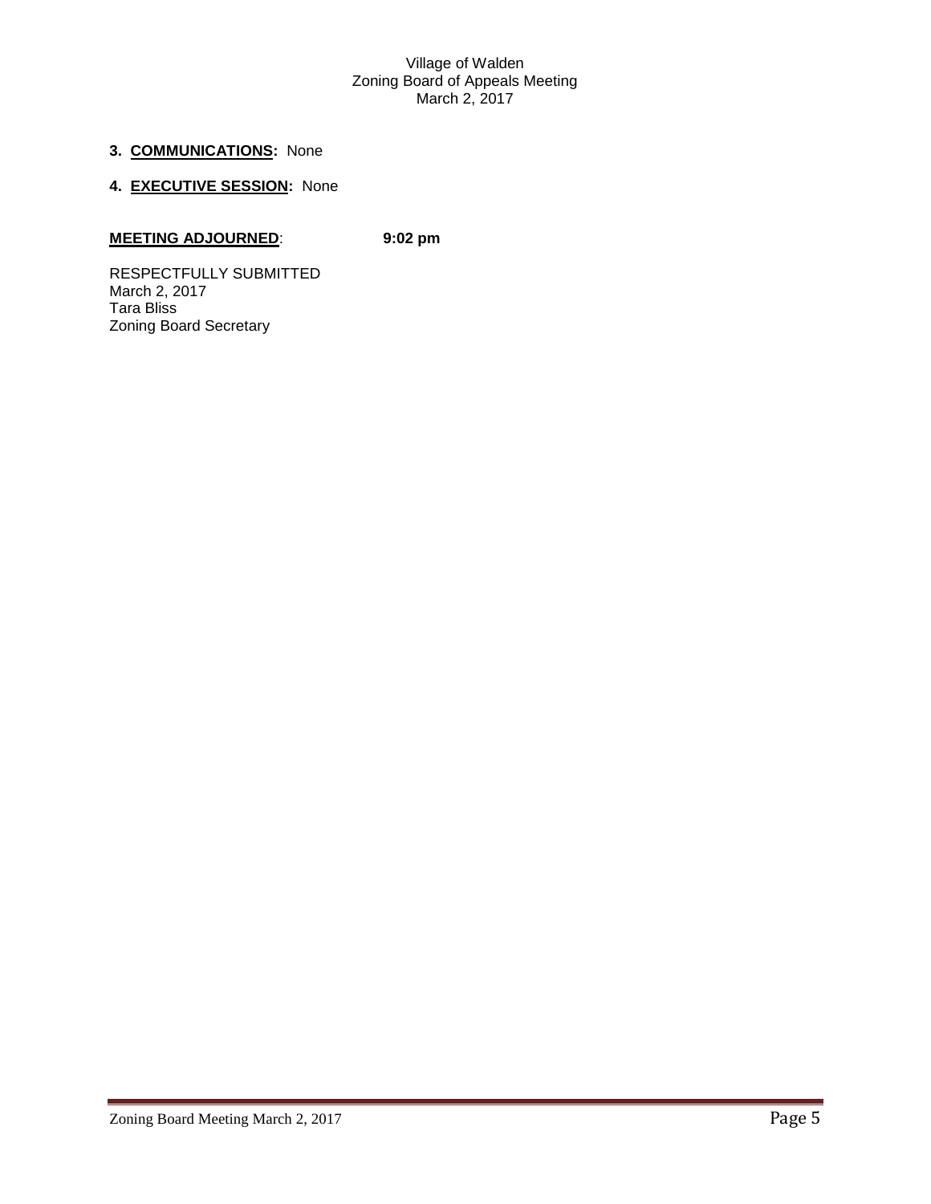**3. COMMUNICATIONS:** None

**4. EXECUTIVE SESSION:** None

**MEETING ADJOURNED**: **9:02 pm**

RESPECTFULLY SUBMITTED
March 2, 2017
Tara Bliss
Zoning Board Secretary